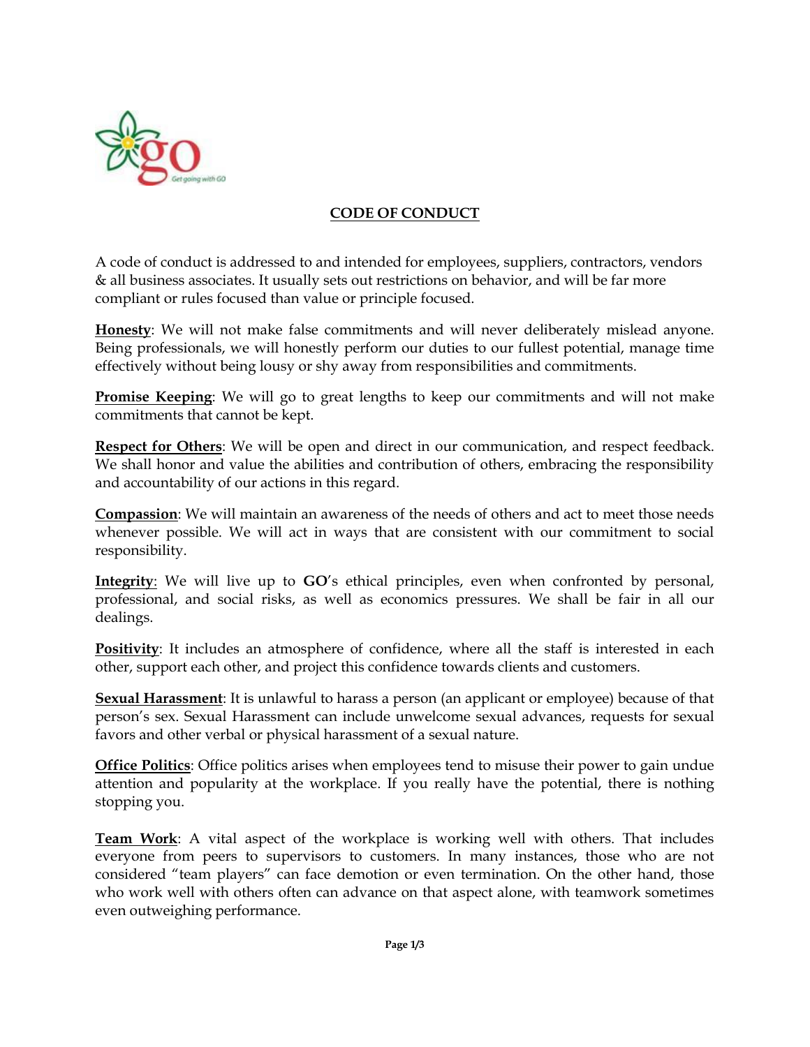## CODE OF CONDUCT

A code of conduct is addressed to and intended for employees, suppliers, contractors, vendors & all business associates. It usually sets out restrictions on behavior, and will be far more compliant or rules focused than value or principle focused.

**Honesty**: We will not make false commitments and will never deliberately mislead anyone. Being professionals, we will honestly perform our duties to our fullest potential, manage time effectively without being lousy or shy away from responsibilities and commitments.

**Promise Keeping**: We will go to great lengths to keep our commitments and will not make commitments that cannot be kept.

**Respect for Others**: We will be open and direct in our communication, and respect feedback. We shall honor and value the abilities and contribution of others, embracing the responsibility and accountability of our actions in this regard.

**Compassion**: We will maintain an awareness of the needs of others and act to meet those needs whenever possible. We will act in ways that are consistent with our commitment to social responsibility.

**Integrity**: We will live up to **GO**'s ethical principles, even when confronted by personal, professional, and social risks, as well as economics pressures. We shall be fair in all our dealings.

**Positivity**: It includes an atmosphere of confidence, where all the staff is interested in each other, support each other, and project this confidence towards clients and customers.

**Sexual Harassment**: It is unlawful to harass a person (an applicant or employee) because of that person's sex. Sexual Harassment can include unwelcome sexual advances, requests for sexual favors and other verbal or physical harassment of a sexual nature.

**Office Politics**: Office politics arises when employees tend to misuse their power to gain undue attention and popularity at the workplace. If you really have the potential, there is nothing stopping you.

**Team Work**: A vital aspect of the workplace is working well with others. That includes everyone from peers to supervisors to customers. In many instances, those who are not considered "team players" can face demotion or even termination. On the other hand, those who work well with others often can advance on that aspect alone, with teamwork sometimes even outweighing performance.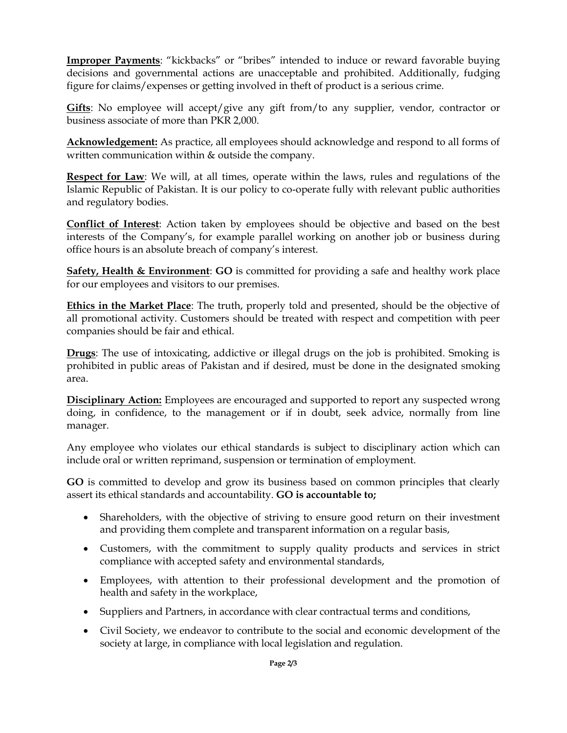**<u>Improper Payments</u>**: "kickbacks" or "bribes" intended to induce or reward favorable buying decisions and governmental actions are unacceptable and prohibited. Additionally, fudging figure for claims/expenses or getting involved in theft of product is a serious crime.

**<u>Gifts</u>**: No employee will accept/give any gift from/to any supplier, vendor, contractor or business associate of more than PKR 2,000.

**<u>Acknowledgement:</u>** As practice, all employees should acknowledge and respond to all forms of written communication within & outside the company.

**<u>Respect for Law</u>**: We will, at all times, operate within the laws, rules and regulations of the Islamic Republic of Pakistan. It is our policy to co-operate fully with relevant public authorities and regulatory bodies.

**<u>Conflict of Interest</u>**: Action taken by employees should be objective and based on the best interests of the Company's, for example parallel working on another job or business during office hours is an absolute breach of company's interest.

**<u>Safety, Health & Environment</u>**: **GO** is committed for providing a safe and healthy work place for our employees and visitors to our premises.

**<u>Ethics in the Market Place</u>**: The truth, properly told and presented, should be the objective of all promotional activity. Customers should be treated with respect and competition with peer companies should be fair and ethical.

**<u>Drugs</u>**: The use of intoxicating, addictive or illegal drugs on the job is prohibited. Smoking is prohibited in public areas of Pakistan and if desired, must be done in the designated smoking area.

**<u>Disciplinary Action:</u>** Employees are encouraged and supported to report any suspected wrong doing, in confidence, to the management or if in doubt, seek advice, normally from line manager.

Any employee who violates our ethical standards is subject to disciplinary action which can include oral or written reprimand, suspension or termination of employment.

**GO** is committed to develop and grow its business based on common principles that clearly assert its ethical standards and accountability. **GO is accountable to;**

- Shareholders, with the objective of striving to ensure good return on their investment and providing them complete and transparent information on a regular basis,
- Customers, with the commitment to supply quality products and services in strict compliance with accepted safety and environmental standards,
- Employees, with attention to their professional development and the promotion of health and safety in the workplace,
- Suppliers and Partners, in accordance with clear contractual terms and conditions,
- Civil Society, we endeavor to contribute to the social and economic development of the society at large, in compliance with local legislation and regulation.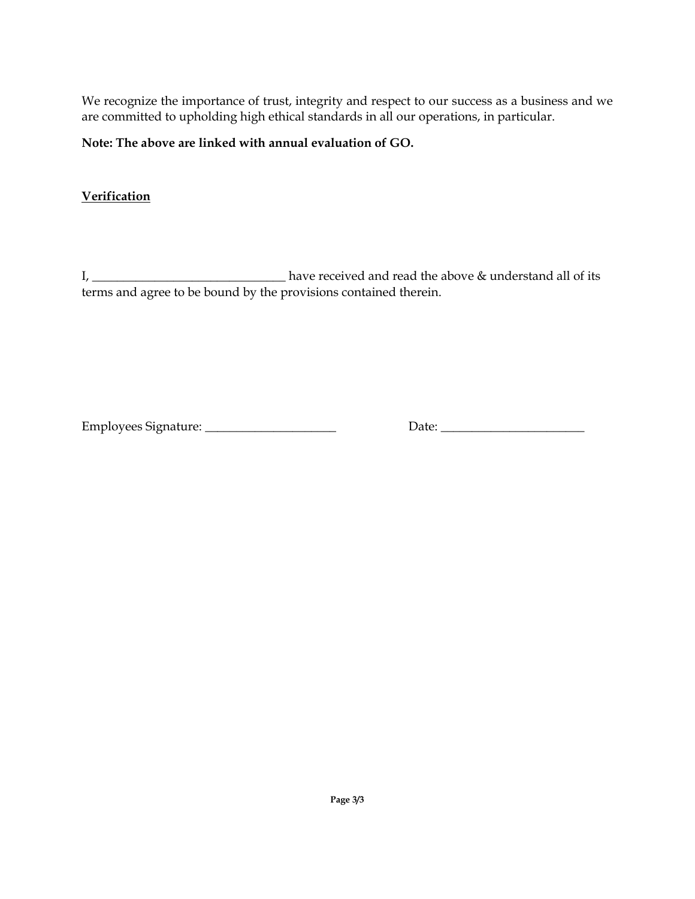We recognize the importance of trust, integrity and respect to our success as a business and we are committed to upholding high ethical standards in all our operations, in particular.

**Note: The above are linked with annual evaluation of GO.**

**<u>Verification</u>**

I, _______________________________ have received and read the above & understand all of its terms and agree to be bound by the provisions contained therein.

Employees Signature: _____________________ Date: _______________________